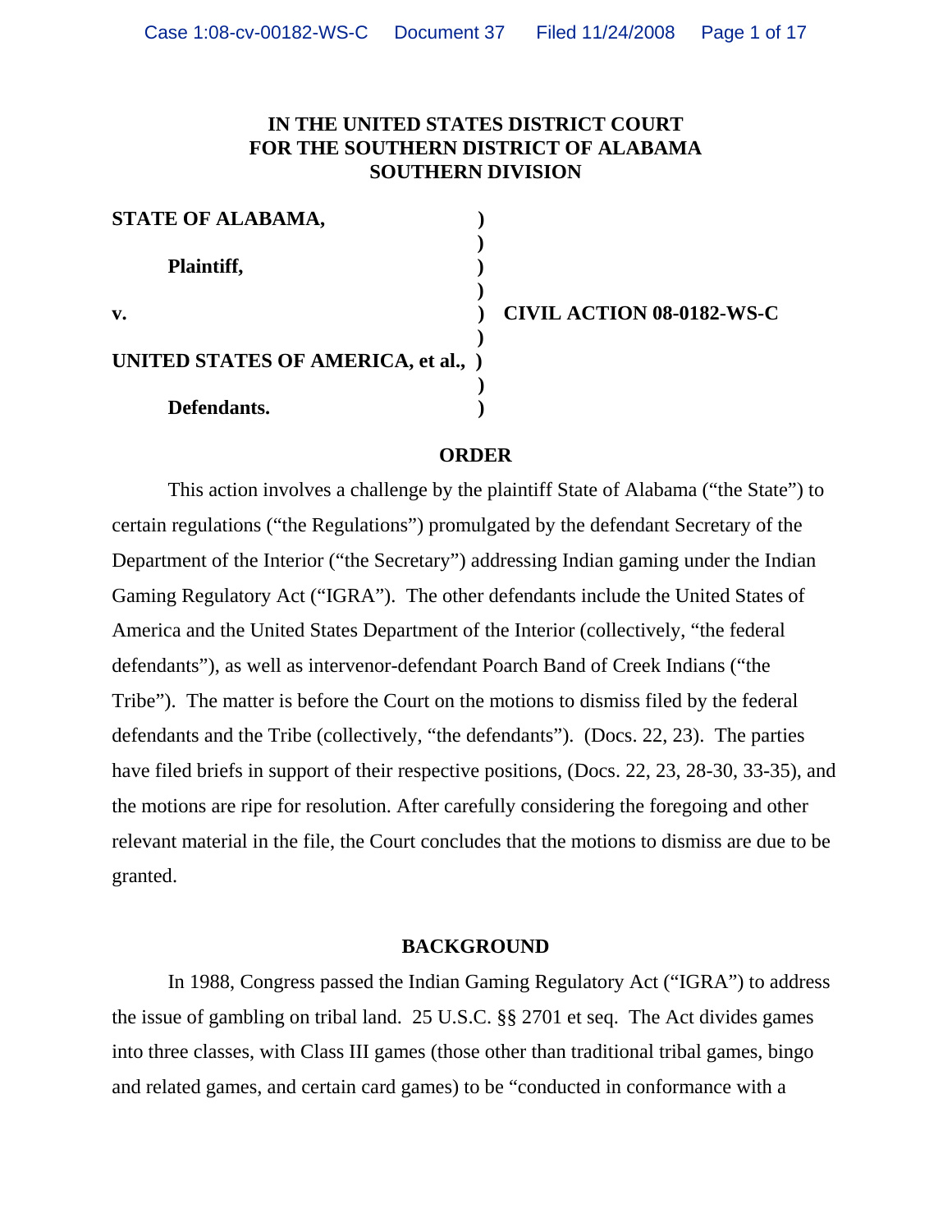**IN THE UNITED STATES DISTRICT COURT**
**FOR THE SOUTHERN DISTRICT OF ALABAMA**
**SOUTHERN DIVISION**

| | | |
|---|---|---|
| **STATE OF ALABAMA,** | ) | |
| | ) | |
| **Plaintiff,** | ) | |
| | ) | |
| **v.** | ) | **CIVIL ACTION 08-0182-WS-C** |
| | ) | |
| **UNITED STATES OF AMERICA, et al.,** | ) | |
| | ) | |
| **Defendants.** | ) | |

**ORDER**

This action involves a challenge by the plaintiff State of Alabama ("the State") to certain regulations ("the Regulations") promulgated by the defendant Secretary of the Department of the Interior ("the Secretary") addressing Indian gaming under the Indian Gaming Regulatory Act ("IGRA"). The other defendants include the United States of America and the United States Department of the Interior (collectively, "the federal defendants"), as well as intervenor-defendant Poarch Band of Creek Indians ("the Tribe"). The matter is before the Court on the motions to dismiss filed by the federal defendants and the Tribe (collectively, "the defendants"). (Docs. 22, 23). The parties have filed briefs in support of their respective positions, (Docs. 22, 23, 28-30, 33-35), and the motions are ripe for resolution. After carefully considering the foregoing and other relevant material in the file, the Court concludes that the motions to dismiss are due to be granted.

**BACKGROUND**

In 1988, Congress passed the Indian Gaming Regulatory Act ("IGRA") to address the issue of gambling on tribal land. 25 U.S.C. §§ 2701 et seq. The Act divides games into three classes, with Class III games (those other than traditional tribal games, bingo and related games, and certain card games) to be "conducted in conformance with a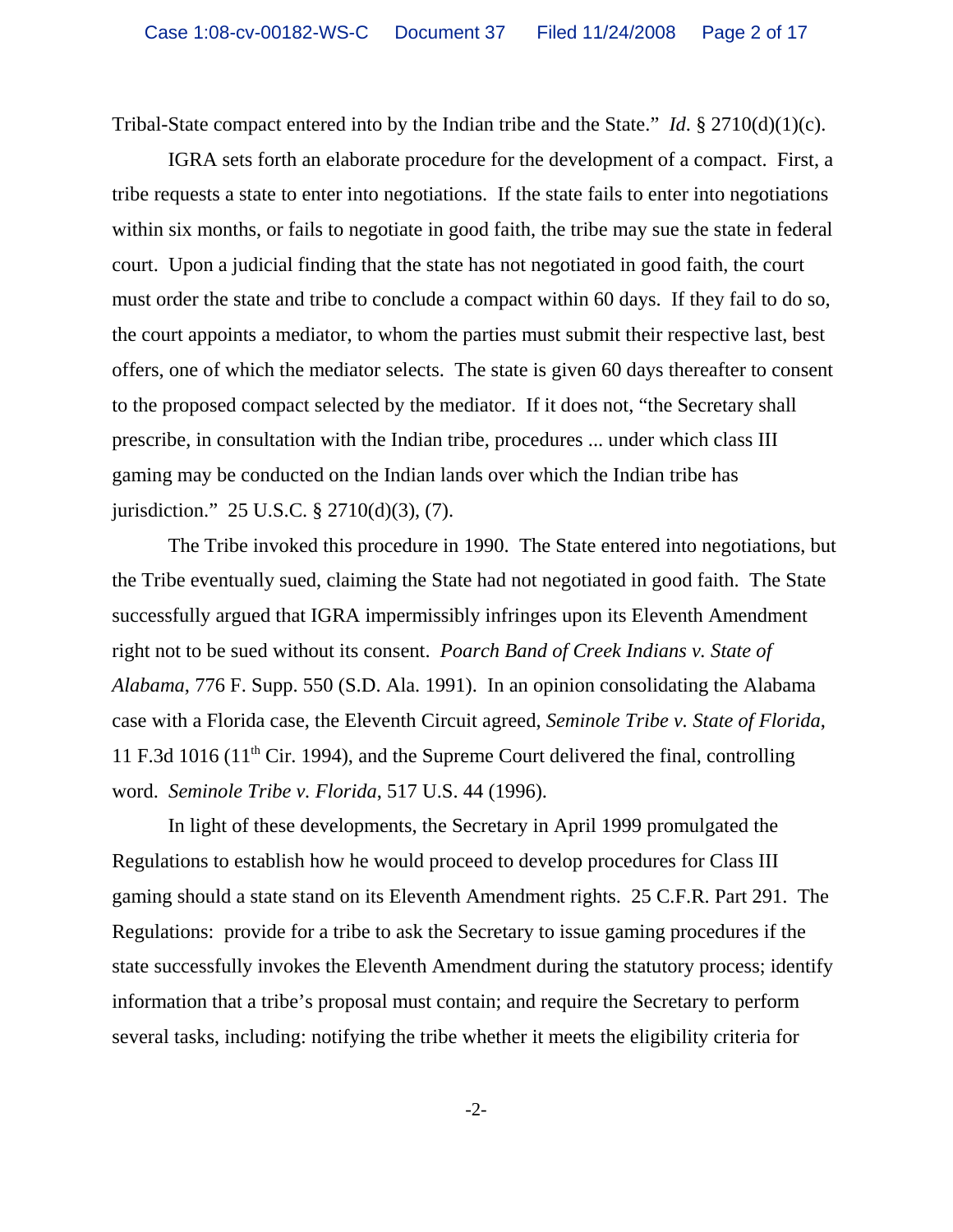Tribal-State compact entered into by the Indian tribe and the State." *Id.* § 2710(d)(1)(c).

IGRA sets forth an elaborate procedure for the development of a compact. First, a tribe requests a state to enter into negotiations. If the state fails to enter into negotiations within six months, or fails to negotiate in good faith, the tribe may sue the state in federal court. Upon a judicial finding that the state has not negotiated in good faith, the court must order the state and tribe to conclude a compact within 60 days. If they fail to do so, the court appoints a mediator, to whom the parties must submit their respective last, best offers, one of which the mediator selects. The state is given 60 days thereafter to consent to the proposed compact selected by the mediator. If it does not, "the Secretary shall prescribe, in consultation with the Indian tribe, procedures ... under which class III gaming may be conducted on the Indian lands over which the Indian tribe has jurisdiction." 25 U.S.C. § 2710(d)(3), (7).

The Tribe invoked this procedure in 1990. The State entered into negotiations, but the Tribe eventually sued, claiming the State had not negotiated in good faith. The State successfully argued that IGRA impermissibly infringes upon its Eleventh Amendment right not to be sued without its consent. *Poarch Band of Creek Indians v. State of Alabama*, 776 F. Supp. 550 (S.D. Ala. 1991). In an opinion consolidating the Alabama case with a Florida case, the Eleventh Circuit agreed, *Seminole Tribe v. State of Florida*, 11 F.3d 1016 (11th Cir. 1994), and the Supreme Court delivered the final, controlling word. *Seminole Tribe v. Florida*, 517 U.S. 44 (1996).

In light of these developments, the Secretary in April 1999 promulgated the Regulations to establish how he would proceed to develop procedures for Class III gaming should a state stand on its Eleventh Amendment rights. 25 C.F.R. Part 291. The Regulations: provide for a tribe to ask the Secretary to issue gaming procedures if the state successfully invokes the Eleventh Amendment during the statutory process; identify information that a tribe's proposal must contain; and require the Secretary to perform several tasks, including: notifying the tribe whether it meets the eligibility criteria for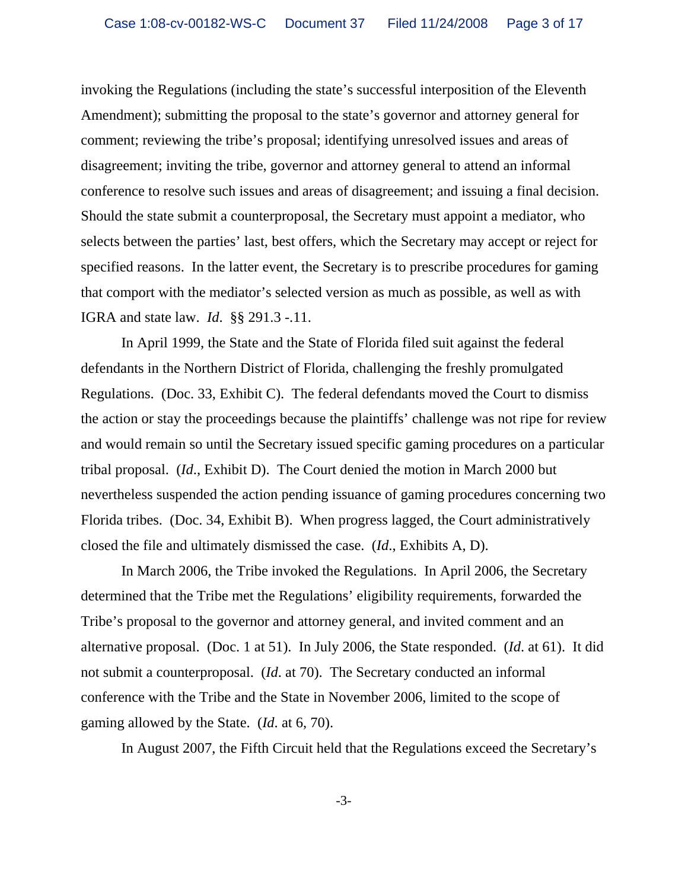invoking the Regulations (including the state's successful interposition of the Eleventh Amendment); submitting the proposal to the state's governor and attorney general for comment; reviewing the tribe's proposal; identifying unresolved issues and areas of disagreement; inviting the tribe, governor and attorney general to attend an informal conference to resolve such issues and areas of disagreement; and issuing a final decision. Should the state submit a counterproposal, the Secretary must appoint a mediator, who selects between the parties' last, best offers, which the Secretary may accept or reject for specified reasons. In the latter event, the Secretary is to prescribe procedures for gaming that comport with the mediator's selected version as much as possible, as well as with IGRA and state law. *Id*. §§ 291.3 -.11.

In April 1999, the State and the State of Florida filed suit against the federal defendants in the Northern District of Florida, challenging the freshly promulgated Regulations. (Doc. 33, Exhibit C). The federal defendants moved the Court to dismiss the action or stay the proceedings because the plaintiffs' challenge was not ripe for review and would remain so until the Secretary issued specific gaming procedures on a particular tribal proposal. (*Id*., Exhibit D). The Court denied the motion in March 2000 but nevertheless suspended the action pending issuance of gaming procedures concerning two Florida tribes. (Doc. 34, Exhibit B). When progress lagged, the Court administratively closed the file and ultimately dismissed the case. (*Id*., Exhibits A, D).

In March 2006, the Tribe invoked the Regulations. In April 2006, the Secretary determined that the Tribe met the Regulations' eligibility requirements, forwarded the Tribe's proposal to the governor and attorney general, and invited comment and an alternative proposal. (Doc. 1 at 51). In July 2006, the State responded. (*Id*. at 61). It did not submit a counterproposal. (*Id*. at 70). The Secretary conducted an informal conference with the Tribe and the State in November 2006, limited to the scope of gaming allowed by the State. (*Id*. at 6, 70).

In August 2007, the Fifth Circuit held that the Regulations exceed the Secretary's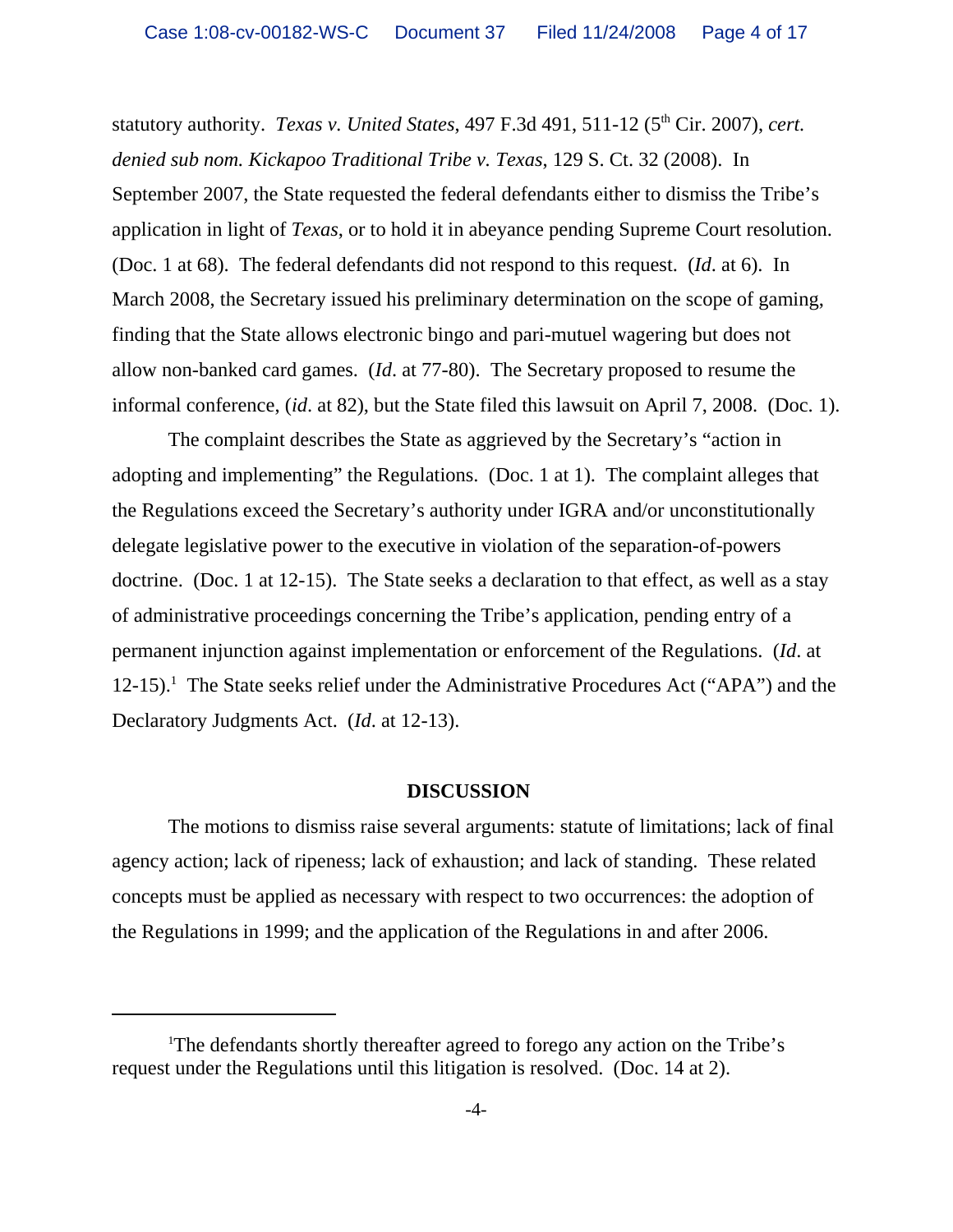statutory authority. *Texas v. United States*, 497 F.3d 491, 511-12 (5th Cir. 2007), *cert. denied sub nom. Kickapoo Traditional Tribe v. Texas*, 129 S. Ct. 32 (2008). In September 2007, the State requested the federal defendants either to dismiss the Tribe's application in light of *Texas*, or to hold it in abeyance pending Supreme Court resolution. (Doc. 1 at 68). The federal defendants did not respond to this request. (*Id*. at 6). In March 2008, the Secretary issued his preliminary determination on the scope of gaming, finding that the State allows electronic bingo and pari-mutuel wagering but does not allow non-banked card games. (*Id*. at 77-80). The Secretary proposed to resume the informal conference, (*id*. at 82), but the State filed this lawsuit on April 7, 2008. (Doc. 1).

The complaint describes the State as aggrieved by the Secretary's "action in adopting and implementing" the Regulations. (Doc. 1 at 1). The complaint alleges that the Regulations exceed the Secretary's authority under IGRA and/or unconstitutionally delegate legislative power to the executive in violation of the separation-of-powers doctrine. (Doc. 1 at 12-15). The State seeks a declaration to that effect, as well as a stay of administrative proceedings concerning the Tribe's application, pending entry of a permanent injunction against implementation or enforcement of the Regulations. (*Id*. at 12-15).[1] The State seeks relief under the Administrative Procedures Act ("APA") and the Declaratory Judgments Act. (*Id*. at 12-13).

## DISCUSSION

The motions to dismiss raise several arguments: statute of limitations; lack of final agency action; lack of ripeness; lack of exhaustion; and lack of standing. These related concepts must be applied as necessary with respect to two occurrences: the adoption of the Regulations in 1999; and the application of the Regulations in and after 2006.

---

[1]The defendants shortly thereafter agreed to forego any action on the Tribe's request under the Regulations until this litigation is resolved. (Doc. 14 at 2).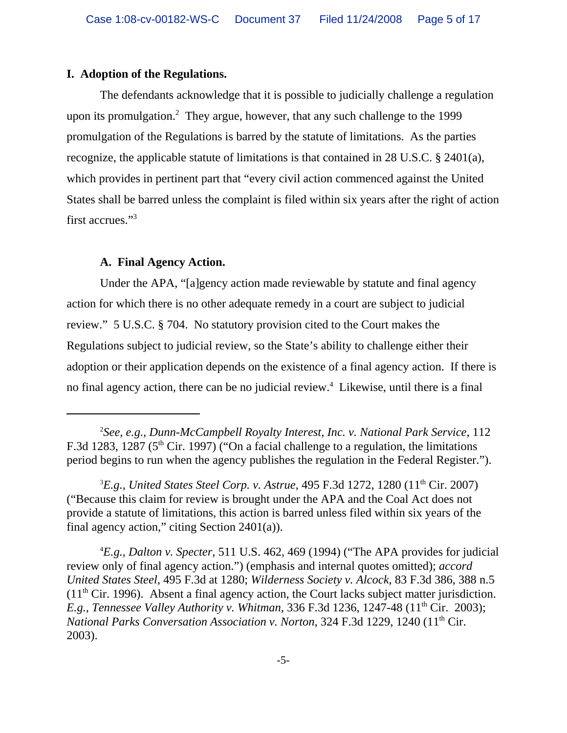## I. Adoption of the Regulations.

The defendants acknowledge that it is possible to judicially challenge a regulation upon its promulgation.[2] They argue, however, that any such challenge to the 1999 promulgation of the Regulations is barred by the statute of limitations. As the parties recognize, the applicable statute of limitations is that contained in 28 U.S.C. § 2401(a), which provides in pertinent part that "every civil action commenced against the United States shall be barred unless the complaint is filed within six years after the right of action first accrues."[3]

### A. Final Agency Action.

Under the APA, "[a]gency action made reviewable by statute and final agency action for which there is no other adequate remedy in a court are subject to judicial review." 5 U.S.C. § 704. No statutory provision cited to the Court makes the Regulations subject to judicial review, so the State's ability to challenge either their adoption or their application depends on the existence of a final agency action. If there is no final agency action, there can be no judicial review.[4] Likewise, until there is a final

---

[2]*See, e.g., Dunn-McCampbell Royalty Interest, Inc. v. National Park Service*, 112 F.3d 1283, 1287 (5th Cir. 1997) ("On a facial challenge to a regulation, the limitations period begins to run when the agency publishes the regulation in the Federal Register.").

[3]*E.g., United States Steel Corp. v. Astrue*, 495 F.3d 1272, 1280 (11th Cir. 2007) ("Because this claim for review is brought under the APA and the Coal Act does not provide a statute of limitations, this action is barred unless filed within six years of the final agency action," citing Section 2401(a)).

[4]*E.g., Dalton v. Specter*, 511 U.S. 462, 469 (1994) ("The APA provides for judicial review only of final agency action.") (emphasis and internal quotes omitted); *accord United States Steel*, 495 F.3d at 1280; *Wilderness Society v. Alcock*, 83 F.3d 386, 388 n.5 (11th Cir. 1996). Absent a final agency action, the Court lacks subject matter jurisdiction. *E.g., Tennessee Valley Authority v. Whitman*, 336 F.3d 1236, 1247-48 (11th Cir. 2003); *National Parks Conversation Association v. Norton*, 324 F.3d 1229, 1240 (11th Cir. 2003).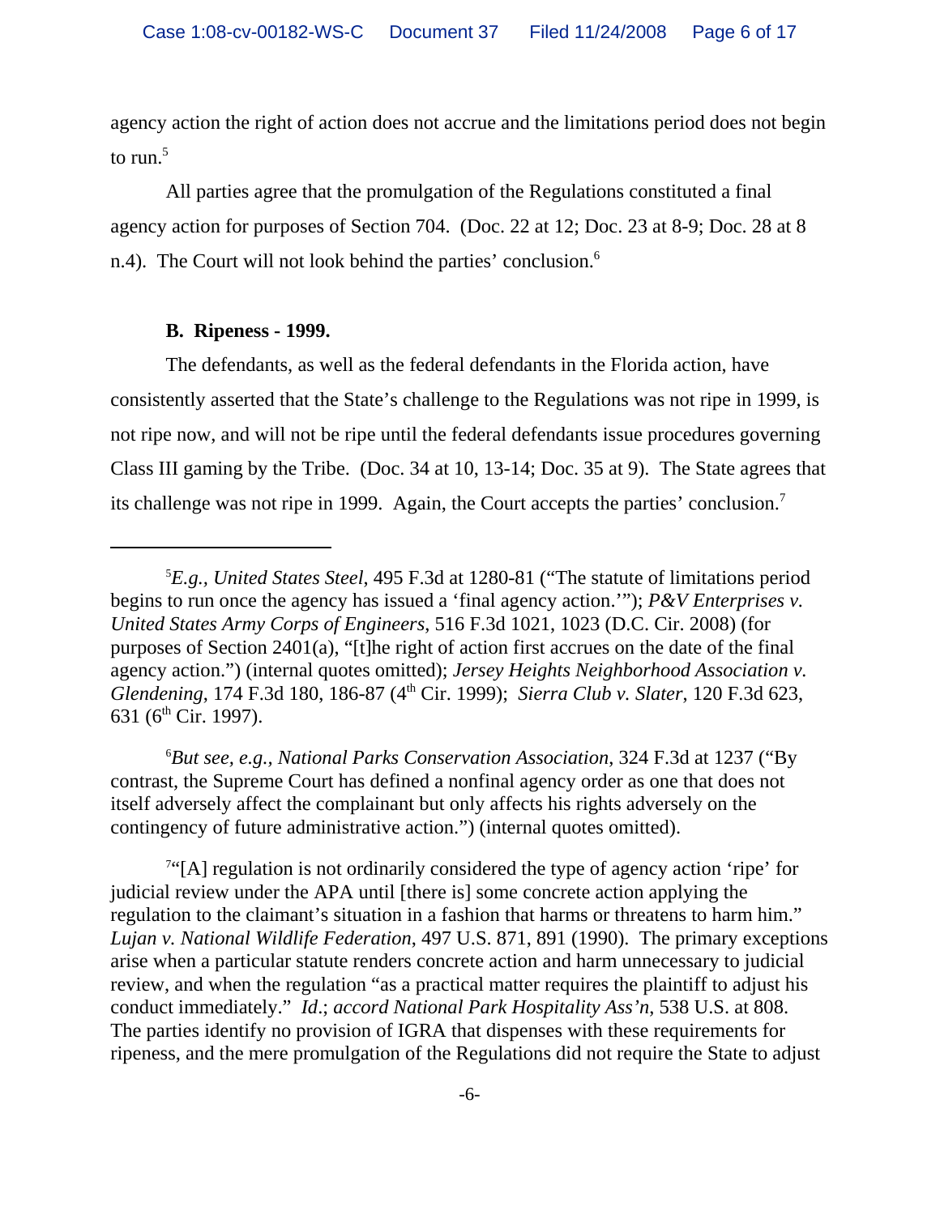agency action the right of action does not accrue and the limitations period does not begin to run.[5]

All parties agree that the promulgation of the Regulations constituted a final agency action for purposes of Section 704. (Doc. 22 at 12; Doc. 23 at 8-9; Doc. 28 at 8 n.4). The Court will not look behind the parties' conclusion.[6]

**B. Ripeness - 1999.**

The defendants, as well as the federal defendants in the Florida action, have consistently asserted that the State's challenge to the Regulations was not ripe in 1999, is not ripe now, and will not be ripe until the federal defendants issue procedures governing Class III gaming by the Tribe. (Doc. 34 at 10, 13-14; Doc. 35 at 9). The State agrees that its challenge was not ripe in 1999. Again, the Court accepts the parties' conclusion.[7]

---

[5]*E.g., United States Steel*, 495 F.3d at 1280-81 ("The statute of limitations period begins to run once the agency has issued a 'final agency action.'"); *P&V Enterprises v. United States Army Corps of Engineers*, 516 F.3d 1021, 1023 (D.C. Cir. 2008) (for purposes of Section 2401(a), "[t]he right of action first accrues on the date of the final agency action.") (internal quotes omitted); *Jersey Heights Neighborhood Association v. Glendening*, 174 F.3d 180, 186-87 (4th Cir. 1999); *Sierra Club v. Slater*, 120 F.3d 623, 631 (6th Cir. 1997).

[6]*But see, e.g., National Parks Conservation Association*, 324 F.3d at 1237 ("By contrast, the Supreme Court has defined a nonfinal agency order as one that does not itself adversely affect the complainant but only affects his rights adversely on the contingency of future administrative action.") (internal quotes omitted).

[7]"[A] regulation is not ordinarily considered the type of agency action 'ripe' for judicial review under the APA until [there is] some concrete action applying the regulation to the claimant's situation in a fashion that harms or threatens to harm him." *Lujan v. National Wildlife Federation*, 497 U.S. 871, 891 (1990). The primary exceptions arise when a particular statute renders concrete action and harm unnecessary to judicial review, and when the regulation "as a practical matter requires the plaintiff to adjust his conduct immediately." *Id*.; *accord National Park Hospitality Ass'n*, 538 U.S. at 808. The parties identify no provision of IGRA that dispenses with these requirements for ripeness, and the mere promulgation of the Regulations did not require the State to adjust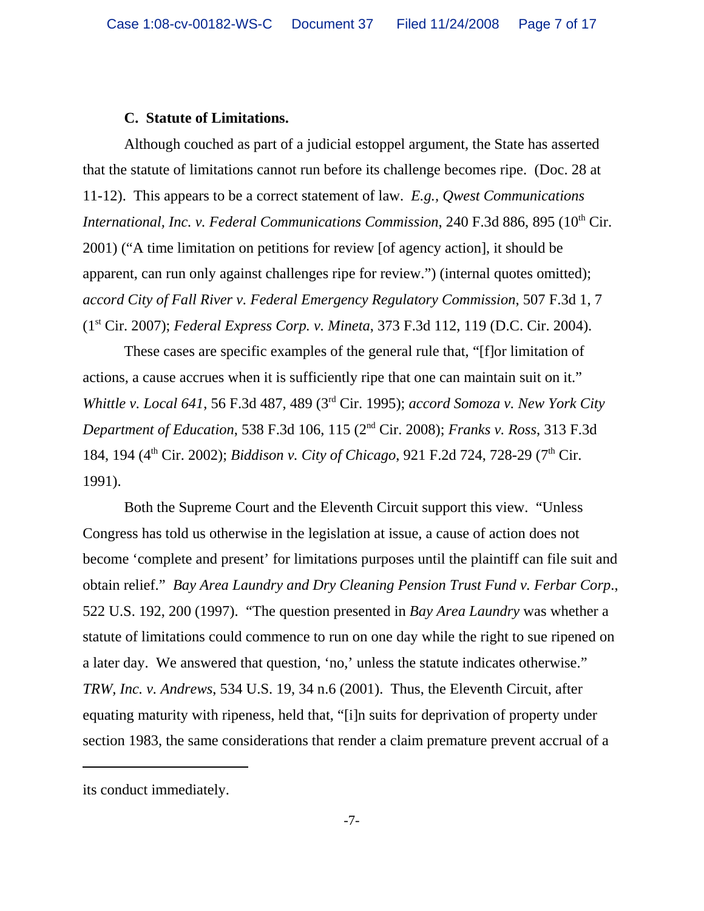### C. Statute of Limitations.

Although couched as part of a judicial estoppel argument, the State has asserted that the statute of limitations cannot run before its challenge becomes ripe. (Doc. 28 at 11-12). This appears to be a correct statement of law. *E.g., Qwest Communications International, Inc. v. Federal Communications Commission*, 240 F.3d 886, 895 (10th Cir. 2001) ("A time limitation on petitions for review [of agency action], it should be apparent, can run only against challenges ripe for review.") (internal quotes omitted); *accord City of Fall River v. Federal Emergency Regulatory Commission*, 507 F.3d 1, 7 (1st Cir. 2007); *Federal Express Corp. v. Mineta*, 373 F.3d 112, 119 (D.C. Cir. 2004).

These cases are specific examples of the general rule that, "[f]or limitation of actions, a cause accrues when it is sufficiently ripe that one can maintain suit on it." *Whittle v. Local 641*, 56 F.3d 487, 489 (3rd Cir. 1995); *accord Somoza v. New York City Department of Education*, 538 F.3d 106, 115 (2nd Cir. 2008); *Franks v. Ross*, 313 F.3d 184, 194 (4th Cir. 2002); *Biddison v. City of Chicago*, 921 F.2d 724, 728-29 (7th Cir. 1991).

Both the Supreme Court and the Eleventh Circuit support this view. "Unless Congress has told us otherwise in the legislation at issue, a cause of action does not become 'complete and present' for limitations purposes until the plaintiff can file suit and obtain relief." *Bay Area Laundry and Dry Cleaning Pension Trust Fund v. Ferbar Corp.*, 522 U.S. 192, 200 (1997). "The question presented in *Bay Area Laundry* was whether a statute of limitations could commence to run on one day while the right to sue ripened on a later day. We answered that question, 'no,' unless the statute indicates otherwise." *TRW, Inc. v. Andrews*, 534 U.S. 19, 34 n.6 (2001). Thus, the Eleventh Circuit, after equating maturity with ripeness, held that, "[i]n suits for deprivation of property under section 1983, the same considerations that render a claim premature prevent accrual of a

---

its conduct immediately.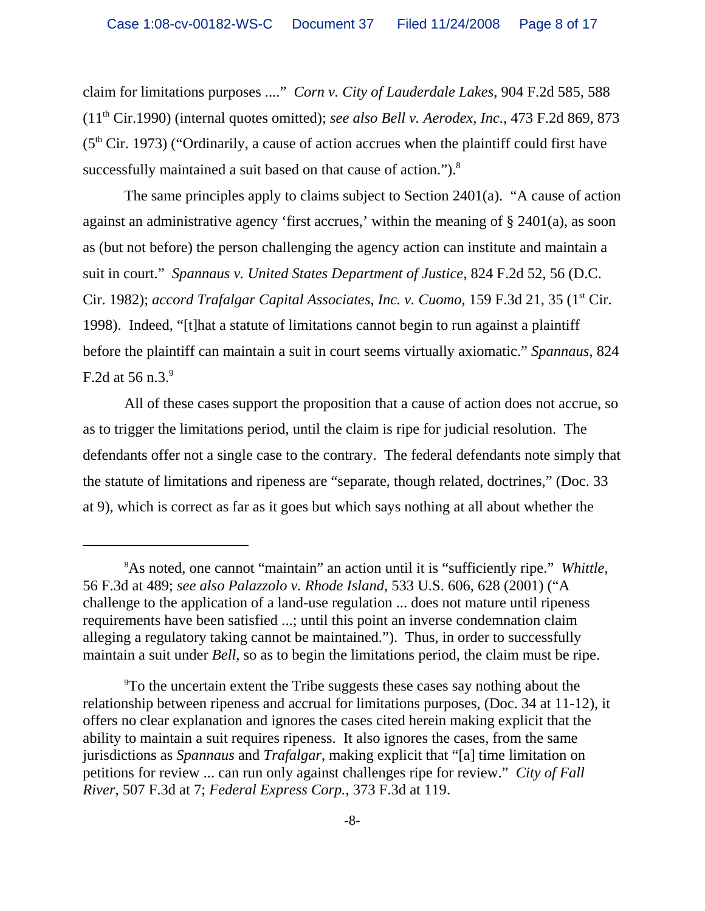claim for limitations purposes ...." *Corn v. City of Lauderdale Lakes*, 904 F.2d 585, 588 (11th Cir.1990) (internal quotes omitted); *see also Bell v. Aerodex, Inc*., 473 F.2d 869, 873 (5th Cir. 1973) ("Ordinarily, a cause of action accrues when the plaintiff could first have successfully maintained a suit based on that cause of action.").[8]

The same principles apply to claims subject to Section 2401(a). "A cause of action against an administrative agency 'first accrues,' within the meaning of § 2401(a), as soon as (but not before) the person challenging the agency action can institute and maintain a suit in court." *Spannaus v. United States Department of Justice*, 824 F.2d 52, 56 (D.C. Cir. 1982); *accord Trafalgar Capital Associates, Inc. v. Cuomo*, 159 F.3d 21, 35 (1st Cir. 1998). Indeed, "[t]hat a statute of limitations cannot begin to run against a plaintiff before the plaintiff can maintain a suit in court seems virtually axiomatic." *Spannaus*, 824 F.2d at 56 n.3.[9]

All of these cases support the proposition that a cause of action does not accrue, so as to trigger the limitations period, until the claim is ripe for judicial resolution. The defendants offer not a single case to the contrary. The federal defendants note simply that the statute of limitations and ripeness are "separate, though related, doctrines," (Doc. 33 at 9), which is correct as far as it goes but which says nothing at all about whether the

---

[8]As noted, one cannot "maintain" an action until it is "sufficiently ripe." *Whittle*, 56 F.3d at 489; *see also Palazzolo v. Rhode Island*, 533 U.S. 606, 628 (2001) ("A challenge to the application of a land-use regulation ... does not mature until ripeness requirements have been satisfied ...; until this point an inverse condemnation claim alleging a regulatory taking cannot be maintained."). Thus, in order to successfully maintain a suit under *Bell*, so as to begin the limitations period, the claim must be ripe.

[9]To the uncertain extent the Tribe suggests these cases say nothing about the relationship between ripeness and accrual for limitations purposes, (Doc. 34 at 11-12), it offers no clear explanation and ignores the cases cited herein making explicit that the ability to maintain a suit requires ripeness. It also ignores the cases, from the same jurisdictions as *Spannaus* and *Trafalgar*, making explicit that "[a] time limitation on petitions for review ... can run only against challenges ripe for review." *City of Fall River*, 507 F.3d at 7; *Federal Express Corp.*, 373 F.3d at 119.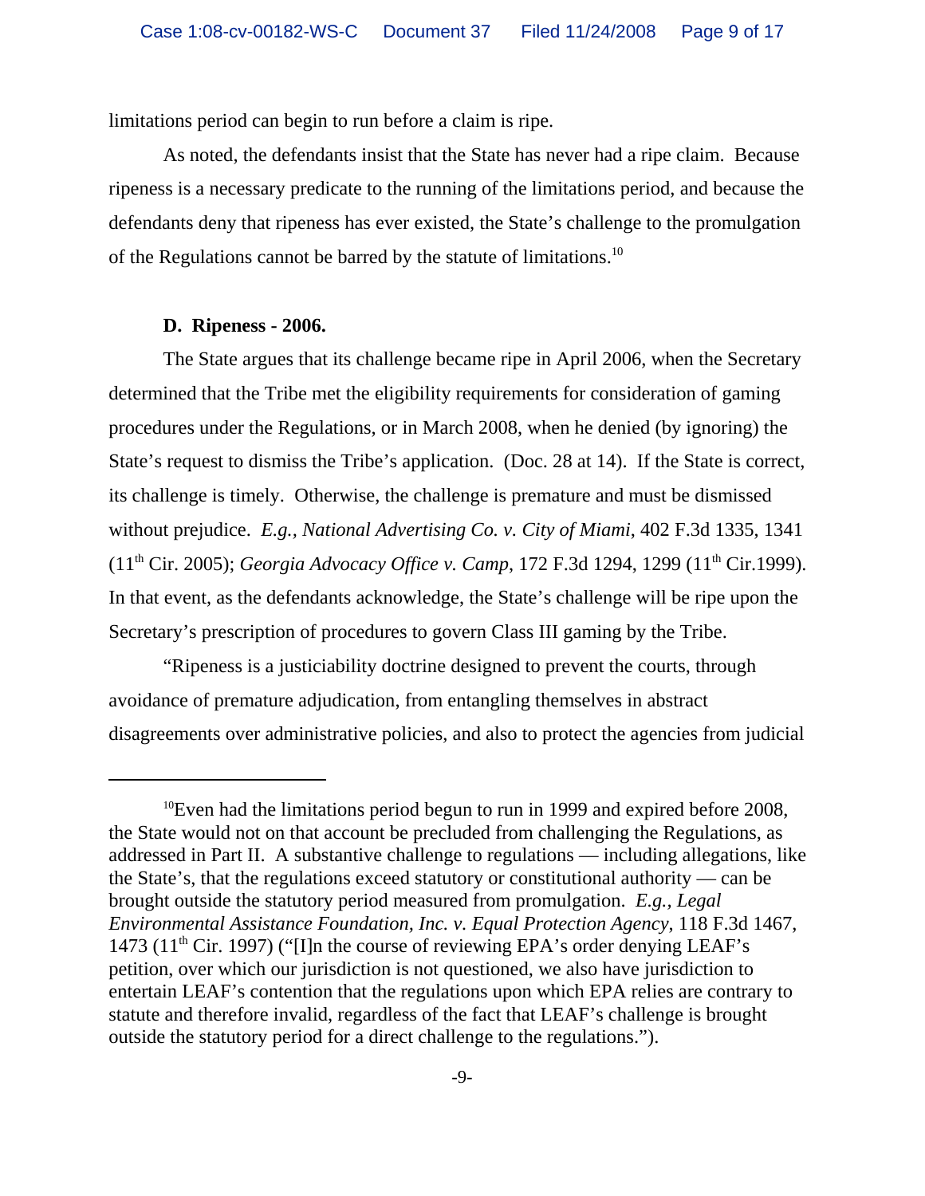limitations period can begin to run before a claim is ripe.

As noted, the defendants insist that the State has never had a ripe claim. Because ripeness is a necessary predicate to the running of the limitations period, and because the defendants deny that ripeness has ever existed, the State's challenge to the promulgation of the Regulations cannot be barred by the statute of limitations.[10]

**D. Ripeness - 2006.**

The State argues that its challenge became ripe in April 2006, when the Secretary determined that the Tribe met the eligibility requirements for consideration of gaming procedures under the Regulations, or in March 2008, when he denied (by ignoring) the State's request to dismiss the Tribe's application. (Doc. 28 at 14). If the State is correct, its challenge is timely. Otherwise, the challenge is premature and must be dismissed without prejudice. *E.g., National Advertising Co. v. City of Miami*, 402 F.3d 1335, 1341 (11th Cir. 2005); *Georgia Advocacy Office v. Camp*, 172 F.3d 1294, 1299 (11th Cir.1999). In that event, as the defendants acknowledge, the State's challenge will be ripe upon the Secretary's prescription of procedures to govern Class III gaming by the Tribe.

"Ripeness is a justiciability doctrine designed to prevent the courts, through avoidance of premature adjudication, from entangling themselves in abstract disagreements over administrative policies, and also to protect the agencies from judicial

---

[10]Even had the limitations period begun to run in 1999 and expired before 2008, the State would not on that account be precluded from challenging the Regulations, as addressed in Part II. A substantive challenge to regulations — including allegations, like the State's, that the regulations exceed statutory or constitutional authority — can be brought outside the statutory period measured from promulgation. *E.g., Legal Environmental Assistance Foundation, Inc. v. Equal Protection Agency*, 118 F.3d 1467, 1473 (11th Cir. 1997) ("[I]n the course of reviewing EPA's order denying LEAF's petition, over which our jurisdiction is not questioned, we also have jurisdiction to entertain LEAF's contention that the regulations upon which EPA relies are contrary to statute and therefore invalid, regardless of the fact that LEAF's challenge is brought outside the statutory period for a direct challenge to the regulations.").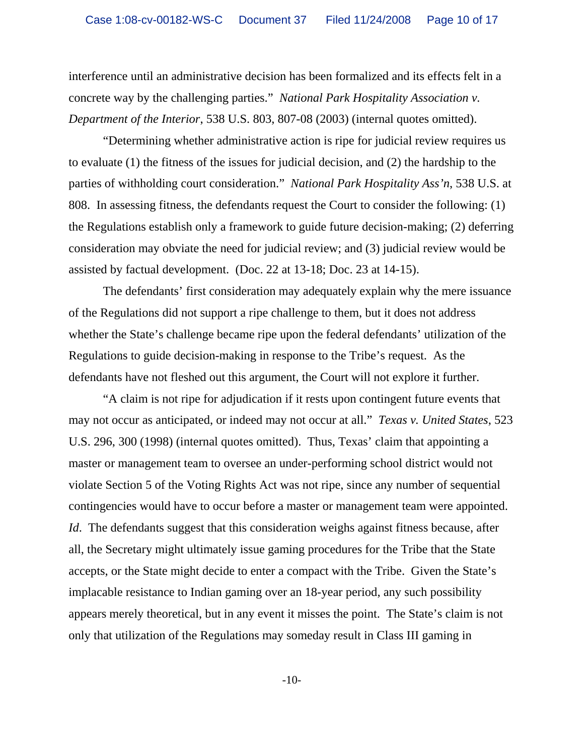interference until an administrative decision has been formalized and its effects felt in a concrete way by the challenging parties." *National Park Hospitality Association v. Department of the Interior*, 538 U.S. 803, 807-08 (2003) (internal quotes omitted).

"Determining whether administrative action is ripe for judicial review requires us to evaluate (1) the fitness of the issues for judicial decision, and (2) the hardship to the parties of withholding court consideration." *National Park Hospitality Ass'n*, 538 U.S. at 808. In assessing fitness, the defendants request the Court to consider the following: (1) the Regulations establish only a framework to guide future decision-making; (2) deferring consideration may obviate the need for judicial review; and (3) judicial review would be assisted by factual development. (Doc. 22 at 13-18; Doc. 23 at 14-15).

The defendants' first consideration may adequately explain why the mere issuance of the Regulations did not support a ripe challenge to them, but it does not address whether the State's challenge became ripe upon the federal defendants' utilization of the Regulations to guide decision-making in response to the Tribe's request. As the defendants have not fleshed out this argument, the Court will not explore it further.

"A claim is not ripe for adjudication if it rests upon contingent future events that may not occur as anticipated, or indeed may not occur at all." *Texas v. United States*, 523 U.S. 296, 300 (1998) (internal quotes omitted). Thus, Texas' claim that appointing a master or management team to oversee an under-performing school district would not violate Section 5 of the Voting Rights Act was not ripe, since any number of sequential contingencies would have to occur before a master or management team were appointed. *Id*. The defendants suggest that this consideration weighs against fitness because, after all, the Secretary might ultimately issue gaming procedures for the Tribe that the State accepts, or the State might decide to enter a compact with the Tribe. Given the State's implacable resistance to Indian gaming over an 18-year period, any such possibility appears merely theoretical, but in any event it misses the point. The State's claim is not only that utilization of the Regulations may someday result in Class III gaming in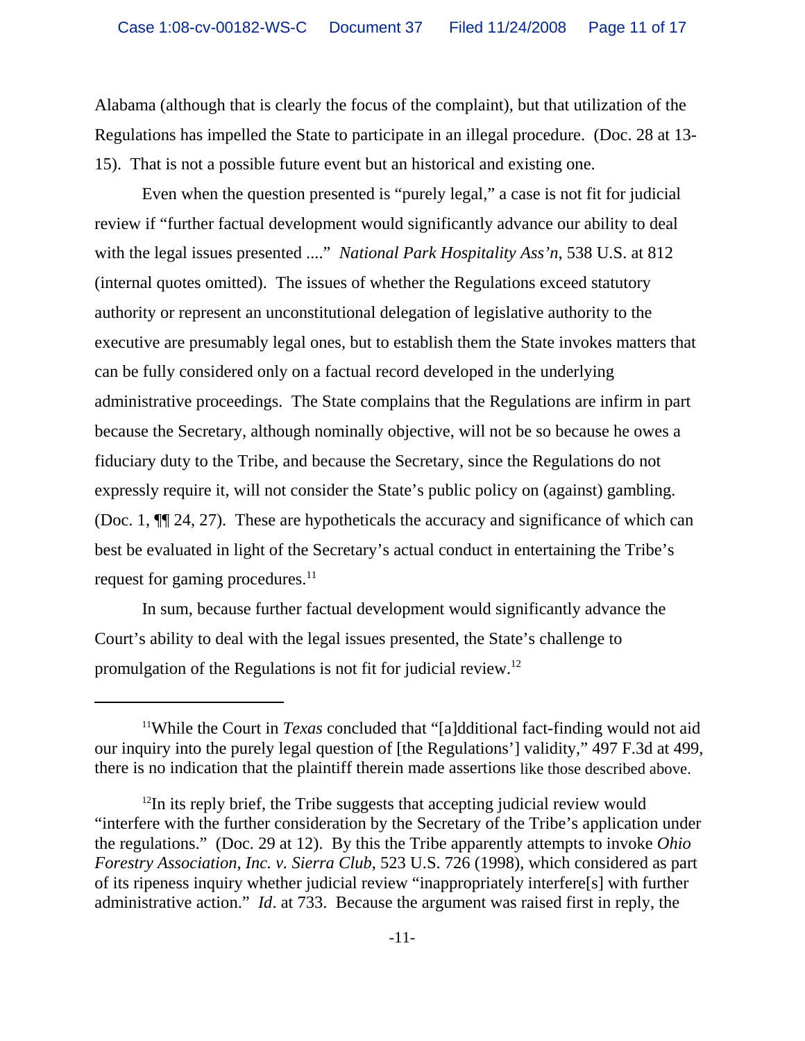Alabama (although that is clearly the focus of the complaint), but that utilization of the Regulations has impelled the State to participate in an illegal procedure. (Doc. 28 at 13-15). That is not a possible future event but an historical and existing one.

Even when the question presented is "purely legal," a case is not fit for judicial review if "further factual development would significantly advance our ability to deal with the legal issues presented ...." *National Park Hospitality Ass'n*, 538 U.S. at 812 (internal quotes omitted). The issues of whether the Regulations exceed statutory authority or represent an unconstitutional delegation of legislative authority to the executive are presumably legal ones, but to establish them the State invokes matters that can be fully considered only on a factual record developed in the underlying administrative proceedings. The State complains that the Regulations are infirm in part because the Secretary, although nominally objective, will not be so because he owes a fiduciary duty to the Tribe, and because the Secretary, since the Regulations do not expressly require it, will not consider the State's public policy on (against) gambling. (Doc. 1, ¶¶ 24, 27). These are hypotheticals the accuracy and significance of which can best be evaluated in light of the Secretary's actual conduct in entertaining the Tribe's request for gaming procedures.[11]

In sum, because further factual development would significantly advance the Court's ability to deal with the legal issues presented, the State's challenge to promulgation of the Regulations is not fit for judicial review.[12]

---

[11]While the Court in *Texas* concluded that "[a]dditional fact-finding would not aid our inquiry into the purely legal question of [the Regulations'] validity," 497 F.3d at 499, there is no indication that the plaintiff therein made assertions like those described above.

[12]In its reply brief, the Tribe suggests that accepting judicial review would "interfere with the further consideration by the Secretary of the Tribe's application under the regulations." (Doc. 29 at 12). By this the Tribe apparently attempts to invoke *Ohio Forestry Association, Inc. v. Sierra Club*, 523 U.S. 726 (1998), which considered as part of its ripeness inquiry whether judicial review "inappropriately interfere[s] with further administrative action." *Id*. at 733. Because the argument was raised first in reply, the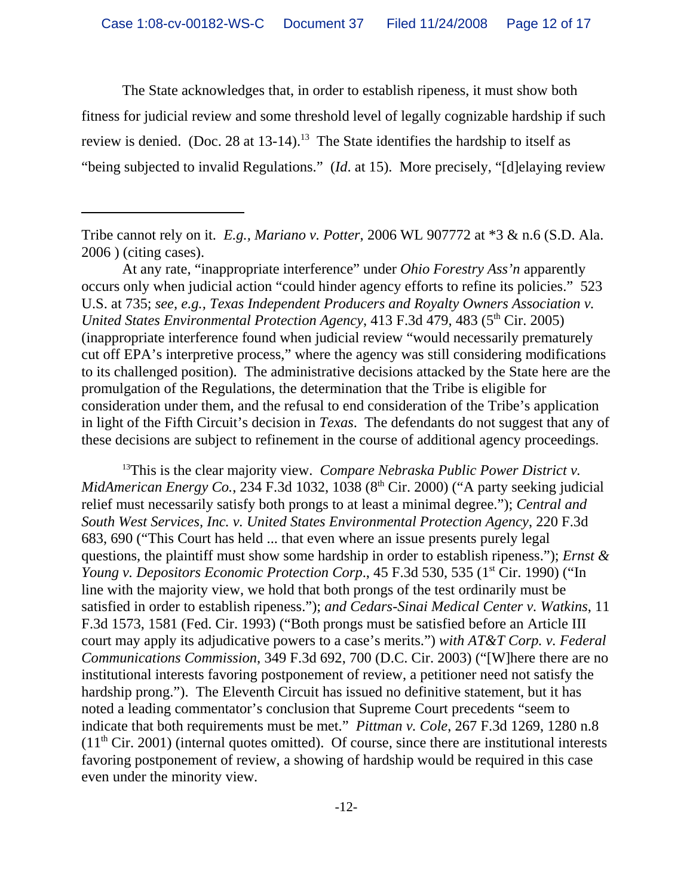The State acknowledges that, in order to establish ripeness, it must show both fitness for judicial review and some threshold level of legally cognizable hardship if such review is denied. (Doc. 28 at 13-14).[13] The State identifies the hardship to itself as "being subjected to invalid Regulations." (*Id*. at 15). More precisely, "[d]elaying review

---

Tribe cannot rely on it. *E.g.*, *Mariano v. Potter*, 2006 WL 907772 at *3 & n.6 (S.D. Ala. 2006 ) (citing cases).

At any rate, "inappropriate interference" under *Ohio Forestry Ass'n* apparently occurs only when judicial action "could hinder agency efforts to refine its policies." 523 U.S. at 735; *see, e.g., Texas Independent Producers and Royalty Owners Association v. United States Environmental Protection Agency*, 413 F.3d 479, 483 (5th Cir. 2005) (inappropriate interference found when judicial review "would necessarily prematurely cut off EPA's interpretive process," where the agency was still considering modifications to its challenged position). The administrative decisions attacked by the State here are the promulgation of the Regulations, the determination that the Tribe is eligible for consideration under them, and the refusal to end consideration of the Tribe's application in light of the Fifth Circuit's decision in *Texas*. The defendants do not suggest that any of these decisions are subject to refinement in the course of additional agency proceedings.

[13] This is the clear majority view. *Compare Nebraska Public Power District v. MidAmerican Energy Co.*, 234 F.3d 1032, 1038 (8th Cir. 2000) ("A party seeking judicial relief must necessarily satisfy both prongs to at least a minimal degree."); *Central and South West Services, Inc. v. United States Environmental Protection Agency*, 220 F.3d 683, 690 ("This Court has held ... that even where an issue presents purely legal questions, the plaintiff must show some hardship in order to establish ripeness."); *Ernst & Young v. Depositors Economic Protection Corp*., 45 F.3d 530, 535 (1st Cir. 1990) ("In line with the majority view, we hold that both prongs of the test ordinarily must be satisfied in order to establish ripeness."); *and Cedars-Sinai Medical Center v. Watkins*, 11 F.3d 1573, 1581 (Fed. Cir. 1993) ("Both prongs must be satisfied before an Article III court may apply its adjudicative powers to a case's merits.") *with AT&T Corp. v. Federal Communications Commission*, 349 F.3d 692, 700 (D.C. Cir. 2003) ("[W]here there are no institutional interests favoring postponement of review, a petitioner need not satisfy the hardship prong."). The Eleventh Circuit has issued no definitive statement, but it has noted a leading commentator's conclusion that Supreme Court precedents "seem to indicate that both requirements must be met." *Pittman v. Cole*, 267 F.3d 1269, 1280 n.8 (11th Cir. 2001) (internal quotes omitted). Of course, since there are institutional interests favoring postponement of review, a showing of hardship would be required in this case even under the minority view.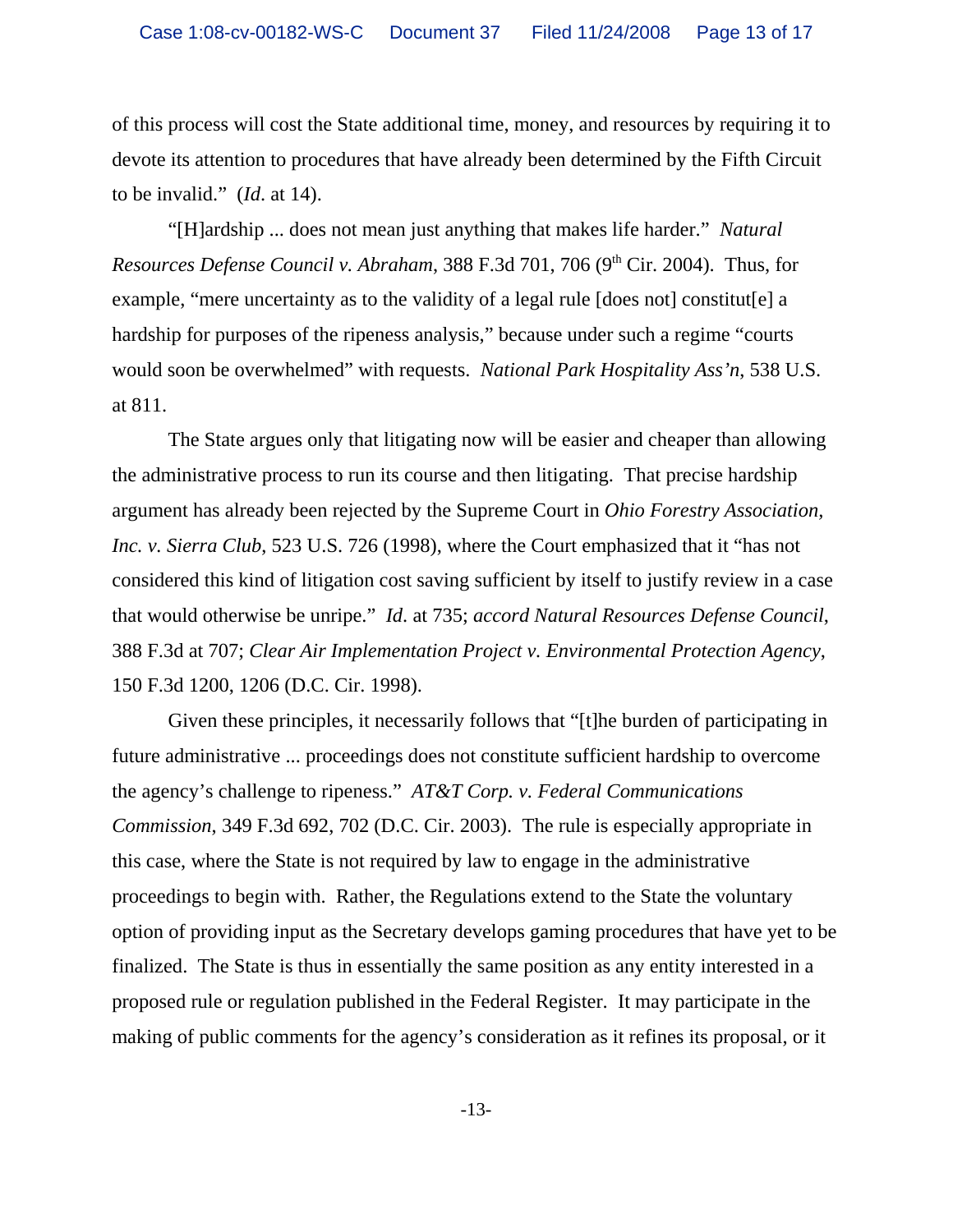of this process will cost the State additional time, money, and resources by requiring it to devote its attention to procedures that have already been determined by the Fifth Circuit to be invalid." (*Id*. at 14).

"[H]ardship ... does not mean just anything that makes life harder." *Natural Resources Defense Council v. Abraham*, 388 F.3d 701, 706 (9th Cir. 2004). Thus, for example, "mere uncertainty as to the validity of a legal rule [does not] constitut[e] a hardship for purposes of the ripeness analysis," because under such a regime "courts would soon be overwhelmed" with requests. *National Park Hospitality Ass'n*, 538 U.S. at 811.

The State argues only that litigating now will be easier and cheaper than allowing the administrative process to run its course and then litigating. That precise hardship argument has already been rejected by the Supreme Court in *Ohio Forestry Association, Inc. v. Sierra Club*, 523 U.S. 726 (1998), where the Court emphasized that it "has not considered this kind of litigation cost saving sufficient by itself to justify review in a case that would otherwise be unripe." *Id*. at 735; *accord Natural Resources Defense Council*, 388 F.3d at 707; *Clear Air Implementation Project v. Environmental Protection Agency*, 150 F.3d 1200, 1206 (D.C. Cir. 1998).

Given these principles, it necessarily follows that "[t]he burden of participating in future administrative ... proceedings does not constitute sufficient hardship to overcome the agency's challenge to ripeness." *AT&T Corp. v. Federal Communications Commission*, 349 F.3d 692, 702 (D.C. Cir. 2003). The rule is especially appropriate in this case, where the State is not required by law to engage in the administrative proceedings to begin with. Rather, the Regulations extend to the State the voluntary option of providing input as the Secretary develops gaming procedures that have yet to be finalized. The State is thus in essentially the same position as any entity interested in a proposed rule or regulation published in the Federal Register. It may participate in the making of public comments for the agency's consideration as it refines its proposal, or it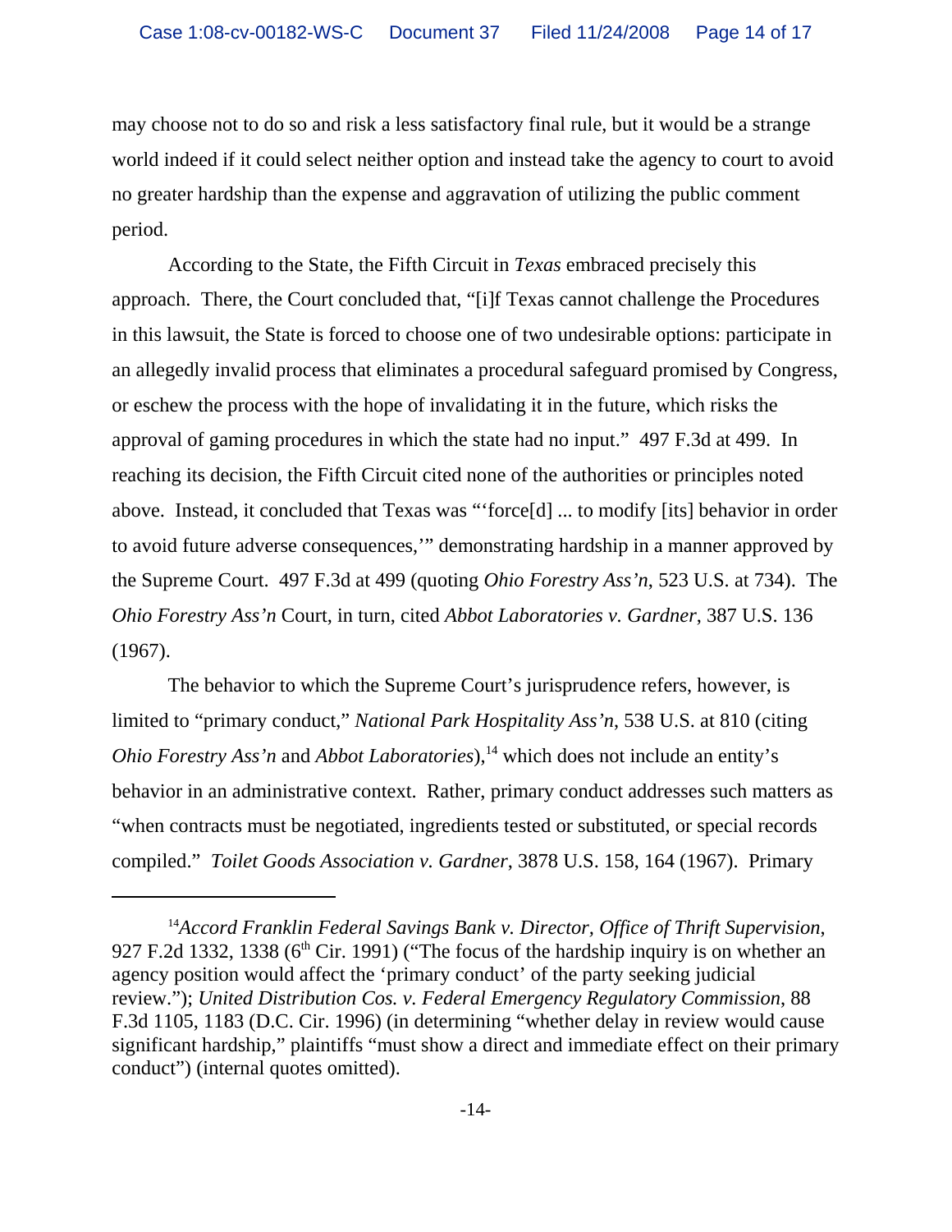may choose not to do so and risk a less satisfactory final rule, but it would be a strange world indeed if it could select neither option and instead take the agency to court to avoid no greater hardship than the expense and aggravation of utilizing the public comment period.

According to the State, the Fifth Circuit in *Texas* embraced precisely this approach. There, the Court concluded that, "[i]f Texas cannot challenge the Procedures in this lawsuit, the State is forced to choose one of two undesirable options: participate in an allegedly invalid process that eliminates a procedural safeguard promised by Congress, or eschew the process with the hope of invalidating it in the future, which risks the approval of gaming procedures in which the state had no input." 497 F.3d at 499. In reaching its decision, the Fifth Circuit cited none of the authorities or principles noted above. Instead, it concluded that Texas was "'force[d] ... to modify [its] behavior in order to avoid future adverse consequences,'" demonstrating hardship in a manner approved by the Supreme Court. 497 F.3d at 499 (quoting *Ohio Forestry Ass'n*, 523 U.S. at 734). The *Ohio Forestry Ass'n* Court, in turn, cited *Abbot Laboratories v. Gardner*, 387 U.S. 136 (1967).

The behavior to which the Supreme Court's jurisprudence refers, however, is limited to "primary conduct," *National Park Hospitality Ass'n*, 538 U.S. at 810 (citing *Ohio Forestry Ass'n* and *Abbot Laboratories*),[14] which does not include an entity's behavior in an administrative context. Rather, primary conduct addresses such matters as "when contracts must be negotiated, ingredients tested or substituted, or special records compiled." *Toilet Goods Association v. Gardner*, 3878 U.S. 158, 164 (1967). Primary

---

[14]*Accord Franklin Federal Savings Bank v. Director, Office of Thrift Supervision*, 927 F.2d 1332, 1338 (6th Cir. 1991) ("The focus of the hardship inquiry is on whether an agency position would affect the 'primary conduct' of the party seeking judicial review."); *United Distribution Cos. v. Federal Emergency Regulatory Commission*, 88 F.3d 1105, 1183 (D.C. Cir. 1996) (in determining "whether delay in review would cause significant hardship," plaintiffs "must show a direct and immediate effect on their primary conduct") (internal quotes omitted).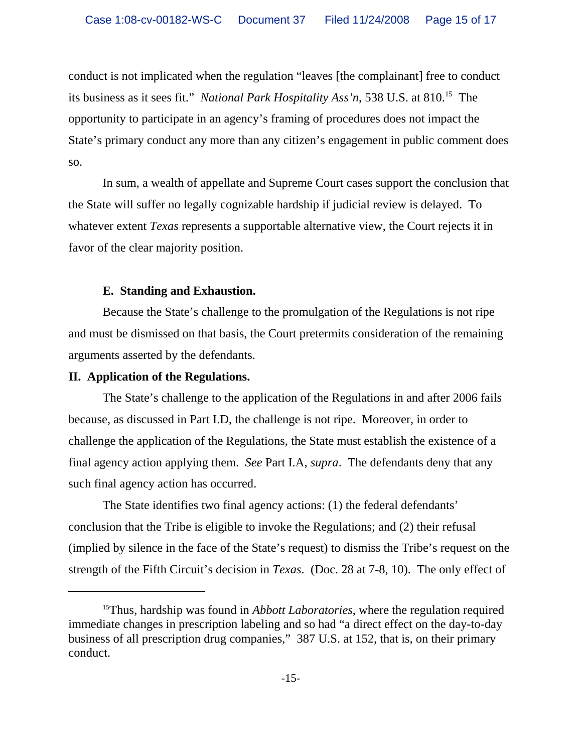conduct is not implicated when the regulation "leaves [the complainant] free to conduct its business as it sees fit." *National Park Hospitality Ass'n*, 538 U.S. at 810.[15] The opportunity to participate in an agency's framing of procedures does not impact the State's primary conduct any more than any citizen's engagement in public comment does so.

In sum, a wealth of appellate and Supreme Court cases support the conclusion that the State will suffer no legally cognizable hardship if judicial review is delayed. To whatever extent *Texas* represents a supportable alternative view, the Court rejects it in favor of the clear majority position.

**E. Standing and Exhaustion.**

Because the State's challenge to the promulgation of the Regulations is not ripe and must be dismissed on that basis, the Court pretermits consideration of the remaining arguments asserted by the defendants.

**II. Application of the Regulations.**

The State's challenge to the application of the Regulations in and after 2006 fails because, as discussed in Part I.D, the challenge is not ripe. Moreover, in order to challenge the application of the Regulations, the State must establish the existence of a final agency action applying them. *See* Part I.A, *supra*. The defendants deny that any such final agency action has occurred.

The State identifies two final agency actions: (1) the federal defendants' conclusion that the Tribe is eligible to invoke the Regulations; and (2) their refusal (implied by silence in the face of the State's request) to dismiss the Tribe's request on the strength of the Fifth Circuit's decision in *Texas*. (Doc. 28 at 7-8, 10). The only effect of

---

[15] Thus, hardship was found in *Abbott Laboratories*, where the regulation required immediate changes in prescription labeling and so had "a direct effect on the day-to-day business of all prescription drug companies," 387 U.S. at 152, that is, on their primary conduct.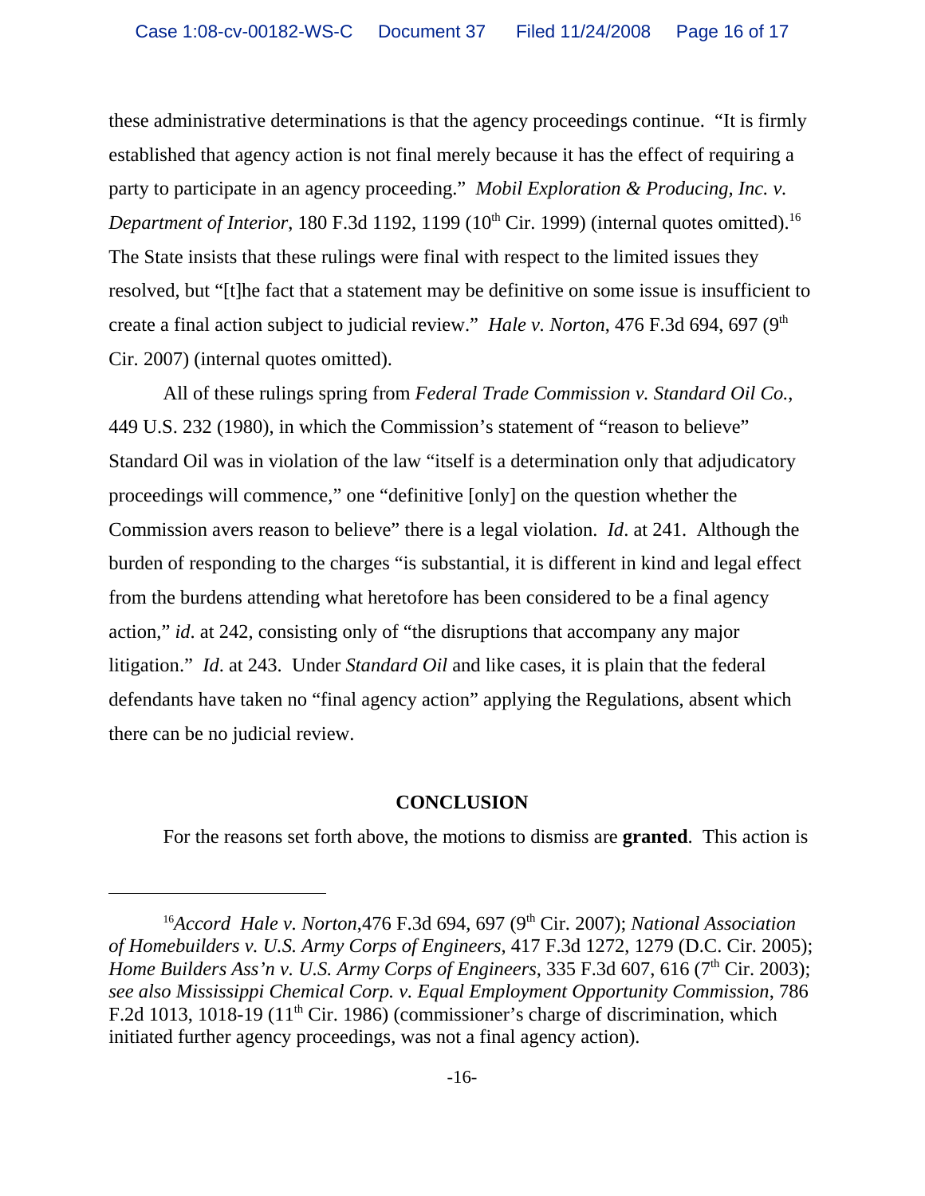these administrative determinations is that the agency proceedings continue. "It is firmly established that agency action is not final merely because it has the effect of requiring a party to participate in an agency proceeding." *Mobil Exploration & Producing, Inc. v. Department of Interior*, 180 F.3d 1192, 1199 (10th Cir. 1999) (internal quotes omitted).[16] The State insists that these rulings were final with respect to the limited issues they resolved, but "[t]he fact that a statement may be definitive on some issue is insufficient to create a final action subject to judicial review." *Hale v. Norton*, 476 F.3d 694, 697 (9th Cir. 2007) (internal quotes omitted).

All of these rulings spring from *Federal Trade Commission v. Standard Oil Co.*, 449 U.S. 232 (1980), in which the Commission's statement of "reason to believe" Standard Oil was in violation of the law "itself is a determination only that adjudicatory proceedings will commence," one "definitive [only] on the question whether the Commission avers reason to believe" there is a legal violation. *Id*. at 241. Although the burden of responding to the charges "is substantial, it is different in kind and legal effect from the burdens attending what heretofore has been considered to be a final agency action," *id*. at 242, consisting only of "the disruptions that accompany any major litigation." *Id*. at 243. Under *Standard Oil* and like cases, it is plain that the federal defendants have taken no "final agency action" applying the Regulations, absent which there can be no judicial review.

## CONCLUSION

For the reasons set forth above, the motions to dismiss are **granted**. This action is

---

[16] *Accord Hale v. Norton*, 476 F.3d 694, 697 (9th Cir. 2007); *National Association of Homebuilders v. U.S. Army Corps of Engineers*, 417 F.3d 1272, 1279 (D.C. Cir. 2005); *Home Builders Ass'n v. U.S. Army Corps of Engineers*, 335 F.3d 607, 616 (7th Cir. 2003); *see also Mississippi Chemical Corp. v. Equal Employment Opportunity Commission*, 786 F.2d 1013, 1018-19 (11th Cir. 1986) (commissioner's charge of discrimination, which initiated further agency proceedings, was not a final agency action).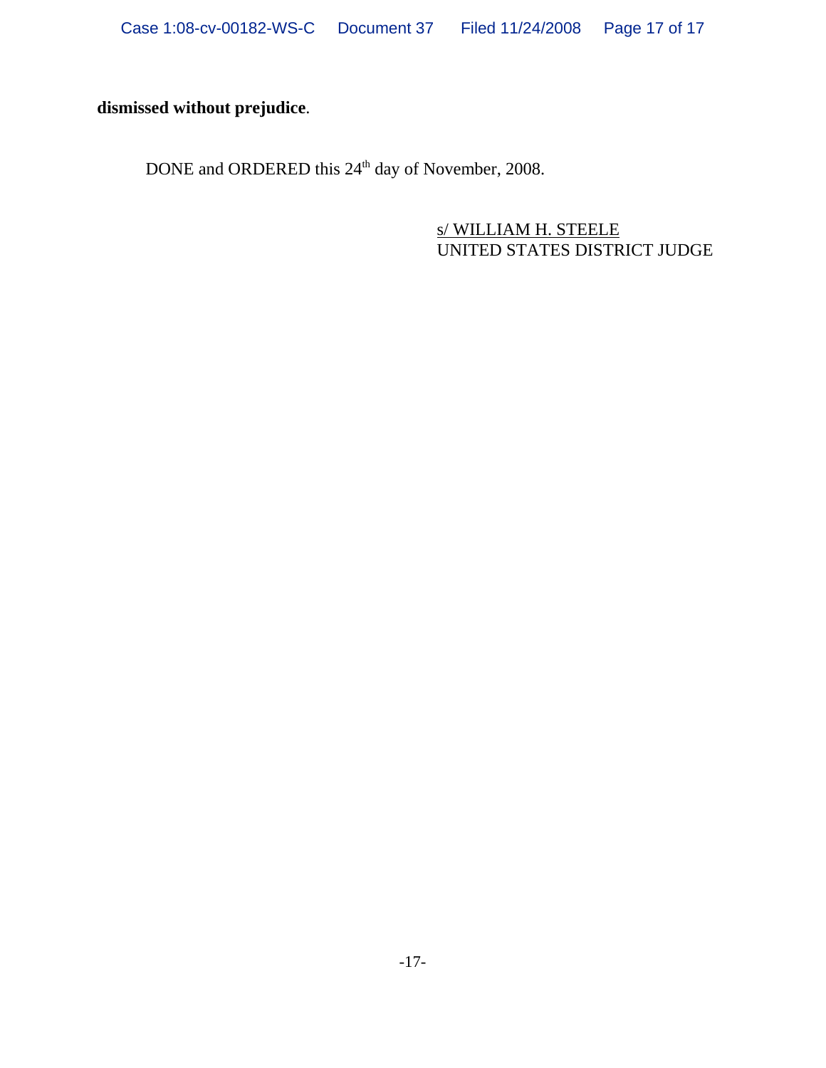**dismissed without prejudice**.

DONE and ORDERED this 24th day of November, 2008.

s/ WILLIAM H. STEELE
UNITED STATES DISTRICT JUDGE